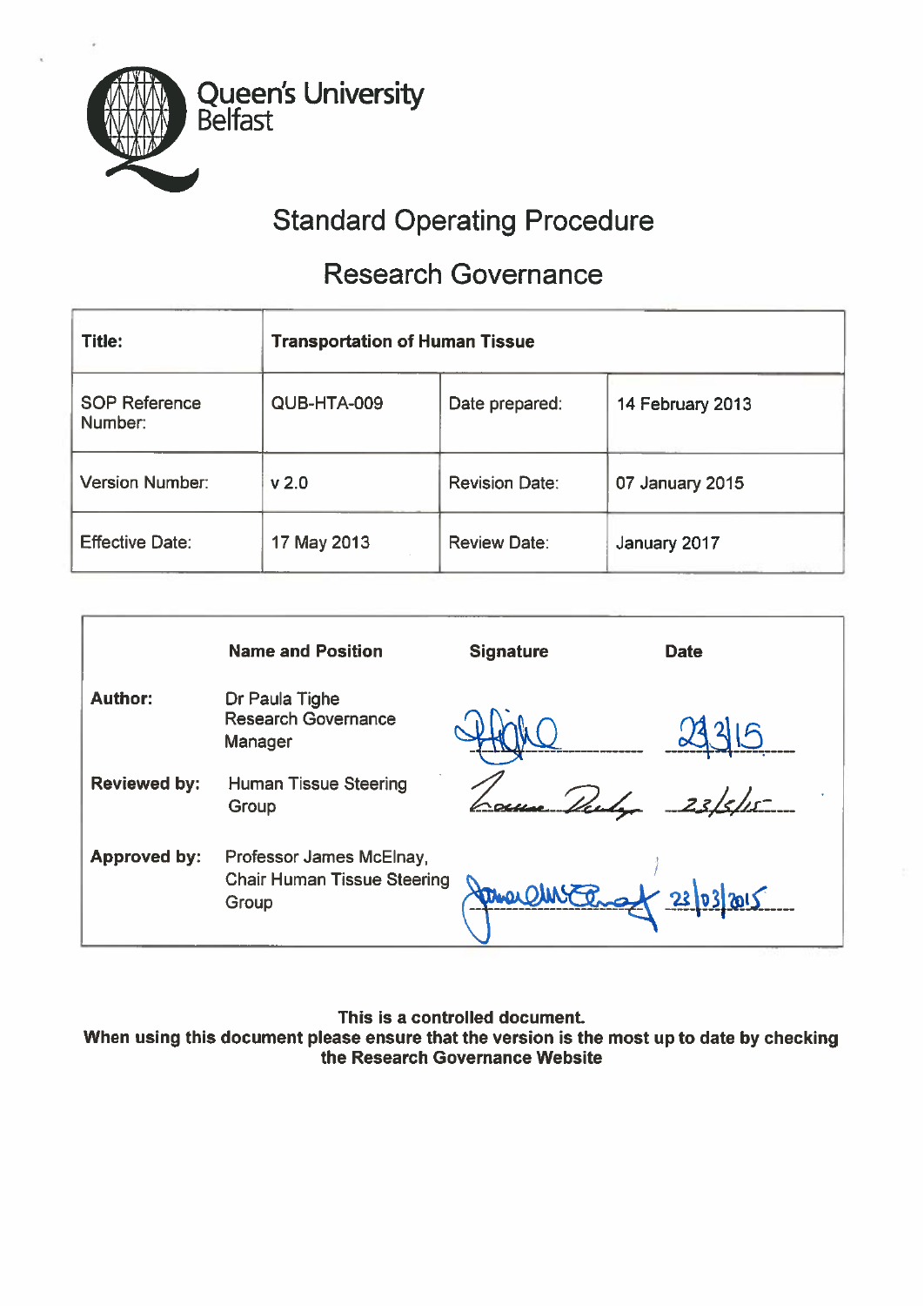Queen's University Belfast

# Standard Operating Procedure

## Research Governance

| Title: | Transportation of Human Tissue | | |
|---|---|---|---|
| SOP Reference Number: | QUB-HTA-009 | Date prepared: | 14 February 2013 |
| Version Number: | v 2.0 | Revision Date: | 07 January 2015 |
| Effective Date: | 17 May 2013 | Review Date: | January 2017 |

| | Name and Position | Signature | Date |
|---|---|---|---|
| **Author:** | Dr Paula Tighe Research Governance Manager | | 23/3/15 |
| **Reviewed by:** | Human Tissue Steering Group | | 23/3/15 |
| **Approved by:** | Professor James McElnay, Chair Human Tissue Steering Group | | 23/03/2015 |

**This is a controlled document.**
**When using this document please ensure that the version is the most up to date by checking the Research Governance Website**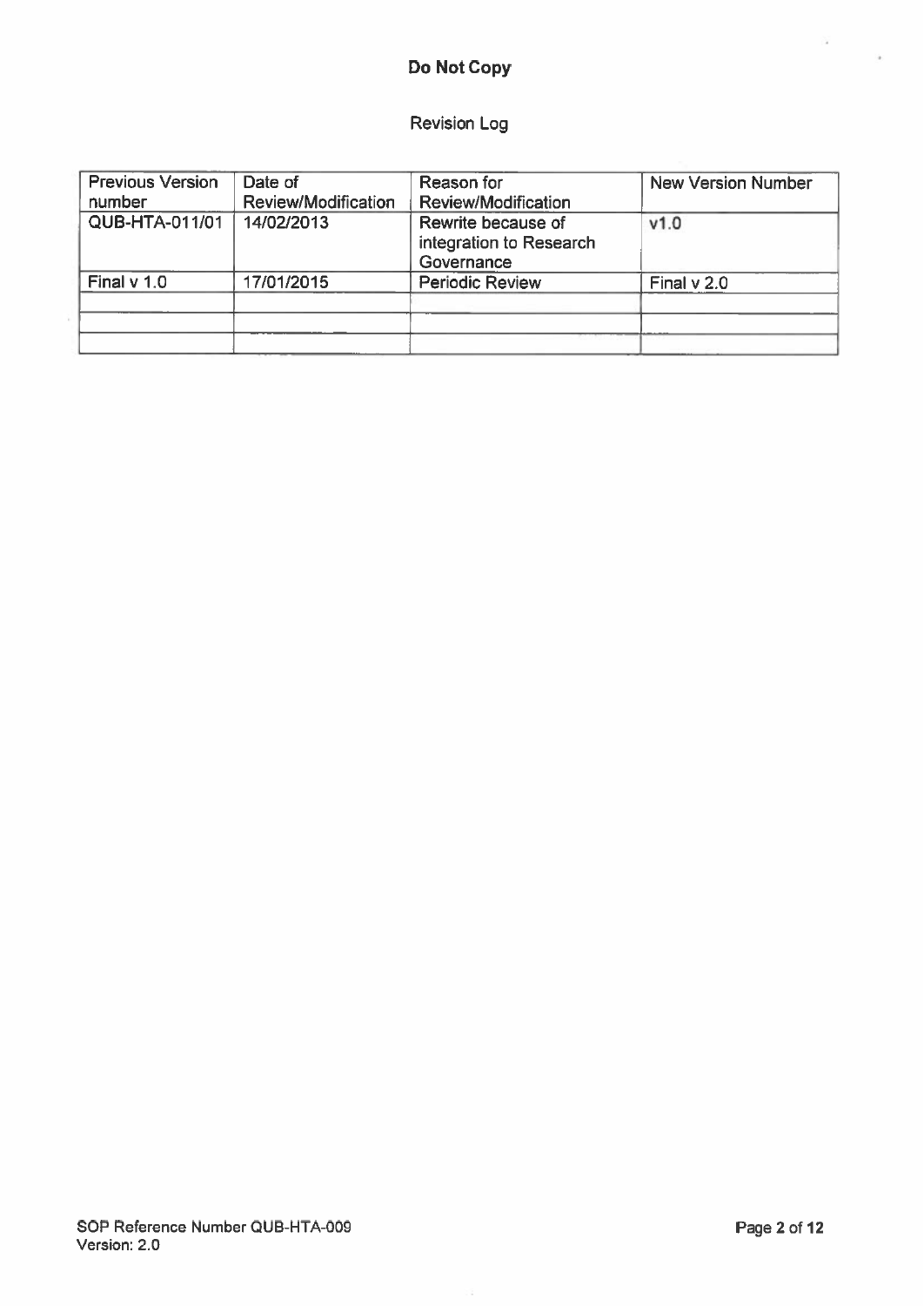**Do Not Copy**

Revision Log

| Previous Version number | Date of Review/Modification | Reason for Review/Modification | New Version Number |
|---|---|---|---|
| QUB-HTA-011/01 | 14/02/2013 | Rewrite because of integration to Research Governance | v1.0 |
| Final v 1.0 | 17/01/2015 | Periodic Review | Final v 2.0 |
| | | | |
| | | | |
| | | | |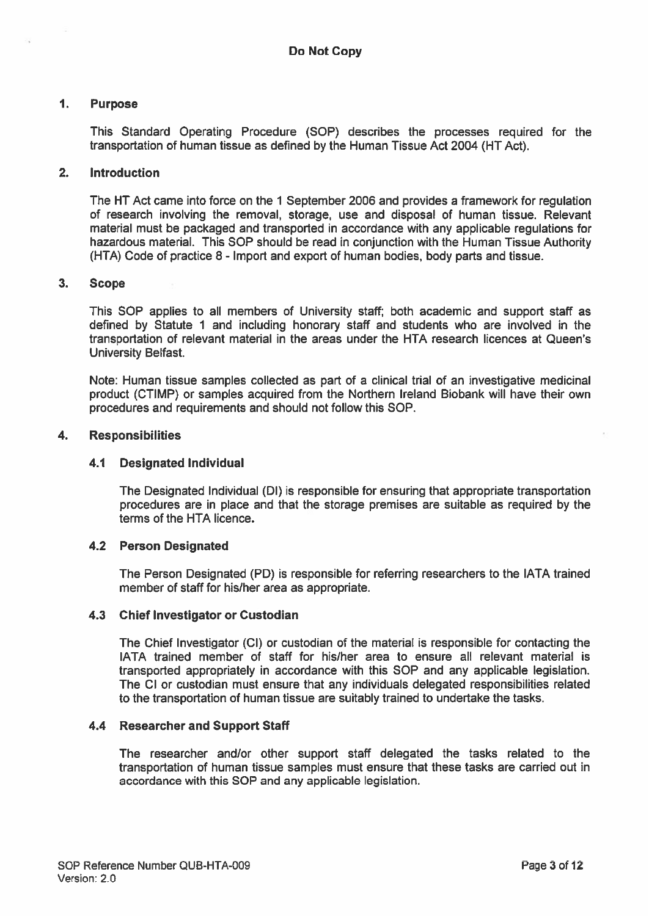**Do Not Copy**

## 1. Purpose

This Standard Operating Procedure (SOP) describes the processes required for the transportation of human tissue as defined by the Human Tissue Act 2004 (HT Act).

## 2. Introduction

The HT Act came into force on the 1 September 2006 and provides a framework for regulation of research involving the removal, storage, use and disposal of human tissue. Relevant material must be packaged and transported in accordance with any applicable regulations for hazardous material. This SOP should be read in conjunction with the Human Tissue Authority (HTA) Code of practice 8 - Import and export of human bodies, body parts and tissue.

## 3. Scope

This SOP applies to all members of University staff; both academic and support staff as defined by Statute 1 and including honorary staff and students who are involved in the transportation of relevant material in the areas under the HTA research licences at Queen's University Belfast.

Note: Human tissue samples collected as part of a clinical trial of an investigative medicinal product (CTIMP) or samples acquired from the Northern Ireland Biobank will have their own procedures and requirements and should not follow this SOP.

## 4. Responsibilities

### 4.1 Designated Individual

The Designated Individual (DI) is responsible for ensuring that appropriate transportation procedures are in place and that the storage premises are suitable as required by the terms of the HTA licence.

### 4.2 Person Designated

The Person Designated (PD) is responsible for referring researchers to the IATA trained member of staff for his/her area as appropriate.

### 4.3 Chief Investigator or Custodian

The Chief Investigator (CI) or custodian of the material is responsible for contacting the IATA trained member of staff for his/her area to ensure all relevant material is transported appropriately in accordance with this SOP and any applicable legislation. The CI or custodian must ensure that any individuals delegated responsibilities related to the transportation of human tissue are suitably trained to undertake the tasks.

### 4.4 Researcher and Support Staff

The researcher and/or other support staff delegated the tasks related to the transportation of human tissue samples must ensure that these tasks are carried out in accordance with this SOP and any applicable legislation.

SOP Reference Number QUB-HTA-009
Version: 2.0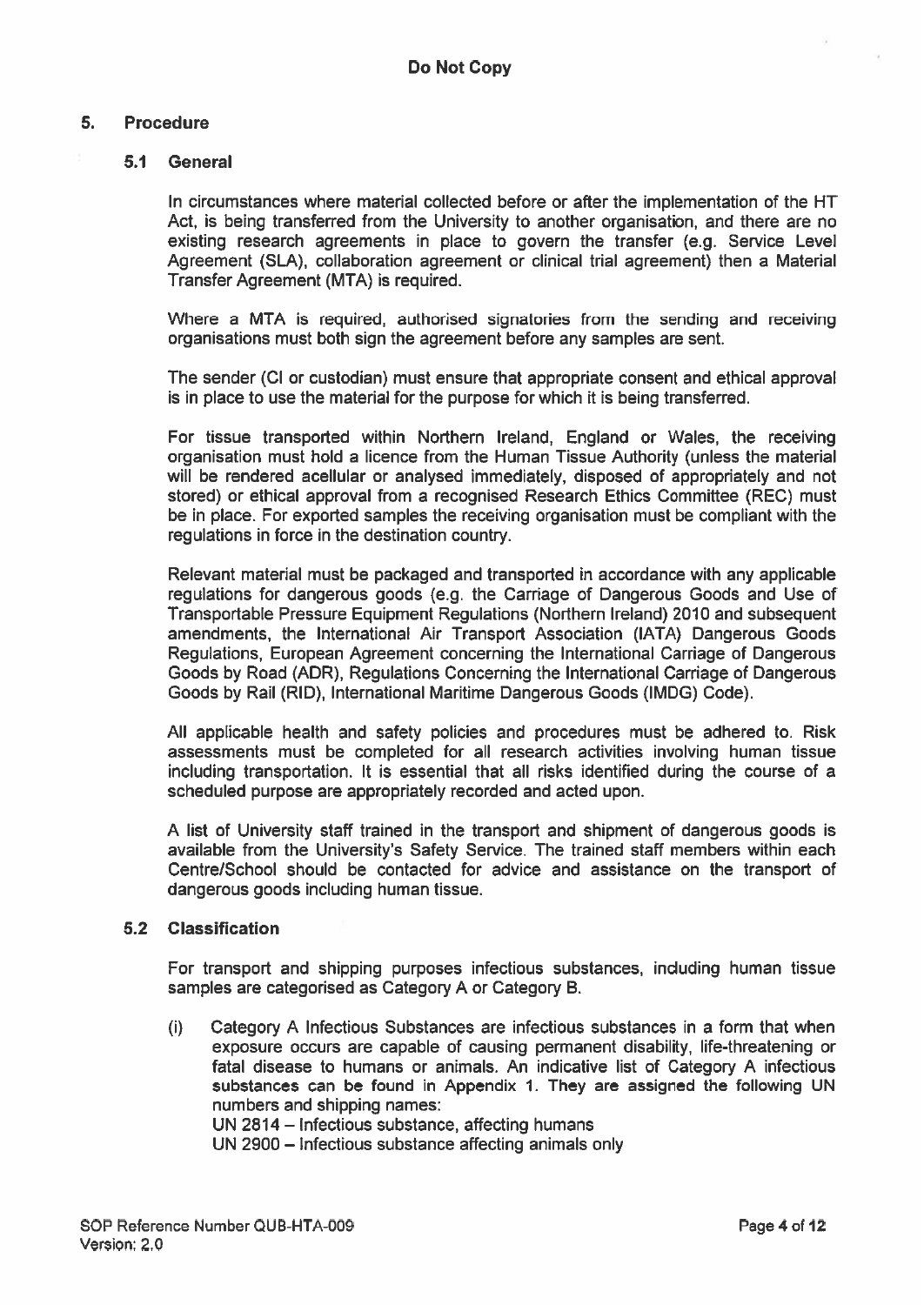**Do Not Copy**

## 5. Procedure

### 5.1 General

In circumstances where material collected before or after the implementation of the HT Act, is being transferred from the University to another organisation, and there are no existing research agreements in place to govern the transfer (e.g. Service Level Agreement (SLA), collaboration agreement or clinical trial agreement) then a Material Transfer Agreement (MTA) is required.

Where a MTA is required, authorised signatories from the sending and receiving organisations must both sign the agreement before any samples are sent.

The sender (CI or custodian) must ensure that appropriate consent and ethical approval is in place to use the material for the purpose for which it is being transferred.

For tissue transported within Northern Ireland, England or Wales, the receiving organisation must hold a licence from the Human Tissue Authority (unless the material will be rendered acellular or analysed immediately, disposed of appropriately and not stored) or ethical approval from a recognised Research Ethics Committee (REC) must be in place. For exported samples the receiving organisation must be compliant with the regulations in force in the destination country.

Relevant material must be packaged and transported in accordance with any applicable regulations for dangerous goods (e.g. the Carriage of Dangerous Goods and Use of Transportable Pressure Equipment Regulations (Northern Ireland) 2010 and subsequent amendments, the International Air Transport Association (IATA) Dangerous Goods Regulations, European Agreement concerning the International Carriage of Dangerous Goods by Road (ADR), Regulations Concerning the International Carriage of Dangerous Goods by Rail (RID), International Maritime Dangerous Goods (IMDG) Code).

All applicable health and safety policies and procedures must be adhered to. Risk assessments must be completed for all research activities involving human tissue including transportation. It is essential that all risks identified during the course of a scheduled purpose are appropriately recorded and acted upon.

A list of University staff trained in the transport and shipment of dangerous goods is available from the University's Safety Service. The trained staff members within each Centre/School should be contacted for advice and assistance on the transport of dangerous goods including human tissue.

### 5.2 Classification

For transport and shipping purposes infectious substances, including human tissue samples are categorised as Category A or Category B.

(i) Category A Infectious Substances are infectious substances in a form that when exposure occurs are capable of causing permanent disability, life-threatening or fatal disease to humans or animals. An indicative list of Category A infectious substances can be found in Appendix 1. They are assigned the following UN numbers and shipping names:
UN 2814 – Infectious substance, affecting humans
UN 2900 – Infectious substance affecting animals only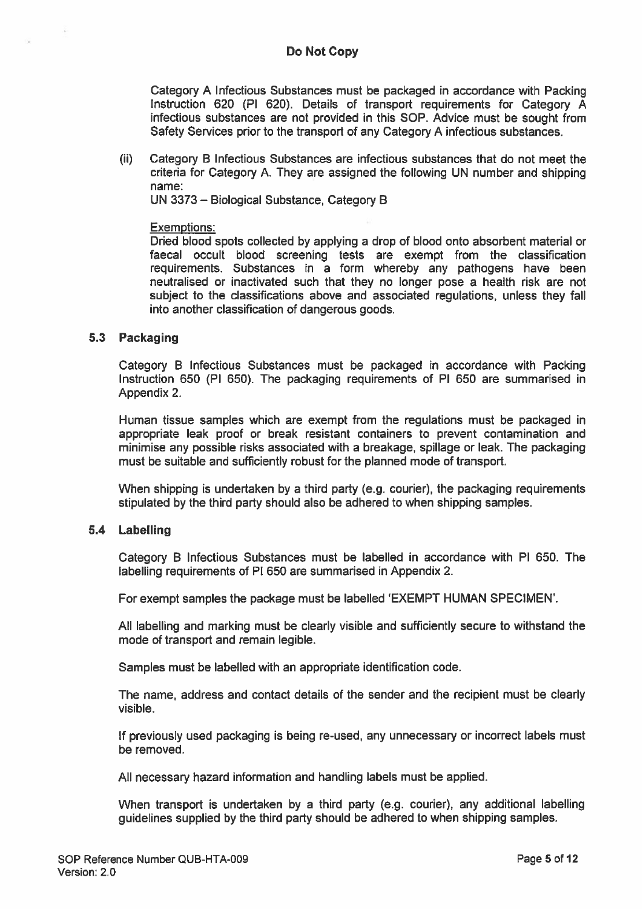Category A Infectious Substances must be packaged in accordance with Packing Instruction 620 (PI 620). Details of transport requirements for Category A infectious substances are not provided in this SOP. Advice must be sought from Safety Services prior to the transport of any Category A infectious substances.

(ii) Category B Infectious Substances are infectious substances that do not meet the criteria for Category A. They are assigned the following UN number and shipping name:
UN 3373 – Biological Substance, Category B

Exemptions:
Dried blood spots collected by applying a drop of blood onto absorbent material or faecal occult blood screening tests are exempt from the classification requirements. Substances in a form whereby any pathogens have been neutralised or inactivated such that they no longer pose a health risk are not subject to the classifications above and associated regulations, unless they fall into another classification of dangerous goods.

### 5.3 Packaging

Category B Infectious Substances must be packaged in accordance with Packing Instruction 650 (PI 650). The packaging requirements of PI 650 are summarised in Appendix 2.

Human tissue samples which are exempt from the regulations must be packaged in appropriate leak proof or break resistant containers to prevent contamination and minimise any possible risks associated with a breakage, spillage or leak. The packaging must be suitable and sufficiently robust for the planned mode of transport.

When shipping is undertaken by a third party (e.g. courier), the packaging requirements stipulated by the third party should also be adhered to when shipping samples.

### 5.4 Labelling

Category B Infectious Substances must be labelled in accordance with PI 650. The labelling requirements of PI 650 are summarised in Appendix 2.

For exempt samples the package must be labelled 'EXEMPT HUMAN SPECIMEN'.

All labelling and marking must be clearly visible and sufficiently secure to withstand the mode of transport and remain legible.

Samples must be labelled with an appropriate identification code.

The name, address and contact details of the sender and the recipient must be clearly visible.

If previously used packaging is being re-used, any unnecessary or incorrect labels must be removed.

All necessary hazard information and handling labels must be applied.

When transport is undertaken by a third party (e.g. courier), any additional labelling guidelines supplied by the third party should be adhered to when shipping samples.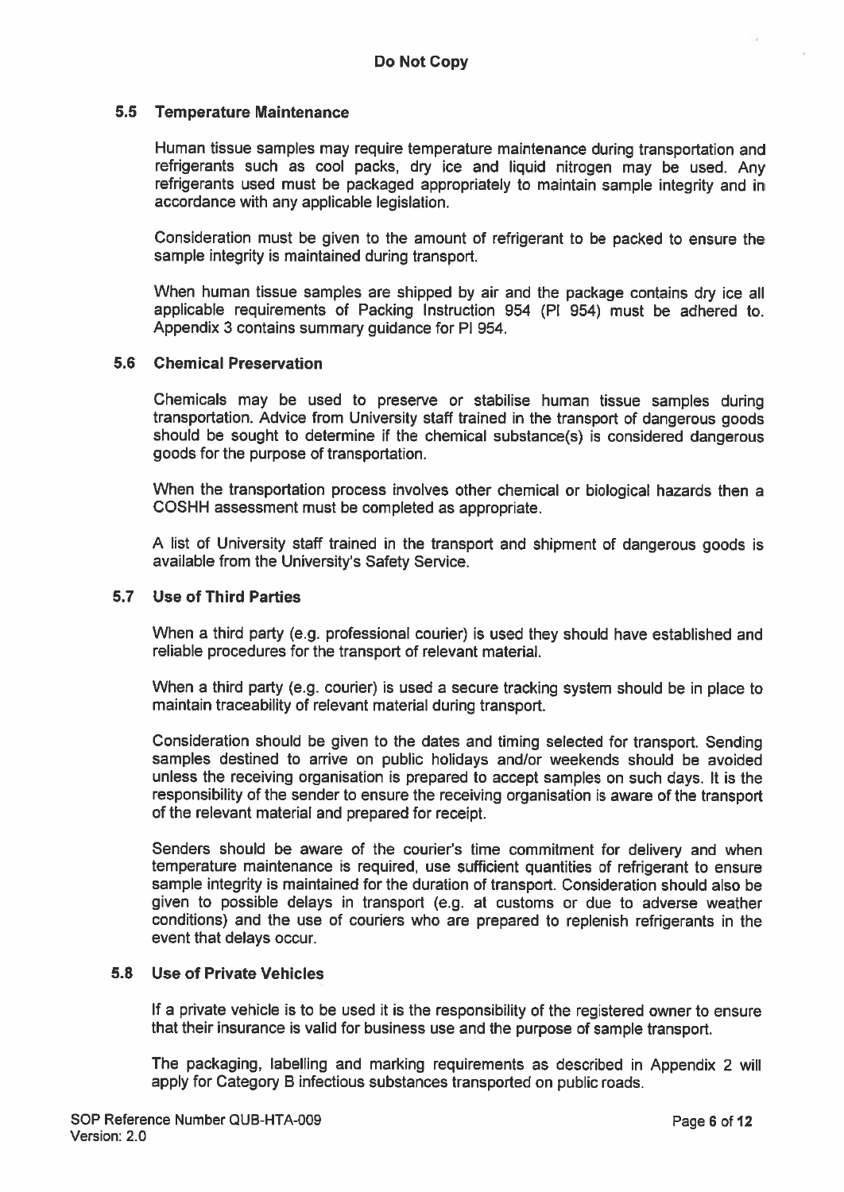**Do Not Copy**

### 5.5 Temperature Maintenance

Human tissue samples may require temperature maintenance during transportation and refrigerants such as cool packs, dry ice and liquid nitrogen may be used. Any refrigerants used must be packaged appropriately to maintain sample integrity and in accordance with any applicable legislation.

Consideration must be given to the amount of refrigerant to be packed to ensure the sample integrity is maintained during transport.

When human tissue samples are shipped by air and the package contains dry ice all applicable requirements of Packing Instruction 954 (PI 954) must be adhered to. Appendix 3 contains summary guidance for PI 954.

### 5.6 Chemical Preservation

Chemicals may be used to preserve or stabilise human tissue samples during transportation. Advice from University staff trained in the transport of dangerous goods should be sought to determine if the chemical substance(s) is considered dangerous goods for the purpose of transportation.

When the transportation process involves other chemical or biological hazards then a COSHH assessment must be completed as appropriate.

A list of University staff trained in the transport and shipment of dangerous goods is available from the University's Safety Service.

### 5.7 Use of Third Parties

When a third party (e.g. professional courier) is used they should have established and reliable procedures for the transport of relevant material.

When a third party (e.g. courier) is used a secure tracking system should be in place to maintain traceability of relevant material during transport.

Consideration should be given to the dates and timing selected for transport. Sending samples destined to arrive on public holidays and/or weekends should be avoided unless the receiving organisation is prepared to accept samples on such days. It is the responsibility of the sender to ensure the receiving organisation is aware of the transport of the relevant material and prepared for receipt.

Senders should be aware of the courier's time commitment for delivery and when temperature maintenance is required, use sufficient quantities of refrigerant to ensure sample integrity is maintained for the duration of transport. Consideration should also be given to possible delays in transport (e.g. at customs or due to adverse weather conditions) and the use of couriers who are prepared to replenish refrigerants in the event that delays occur.

### 5.8 Use of Private Vehicles

If a private vehicle is to be used it is the responsibility of the registered owner to ensure that their insurance is valid for business use and the purpose of sample transport.

The packaging, labelling and marking requirements as described in Appendix 2 will apply for Category B infectious substances transported on public roads.

SOP Reference Number QUB-HTA-009
Version: 2.0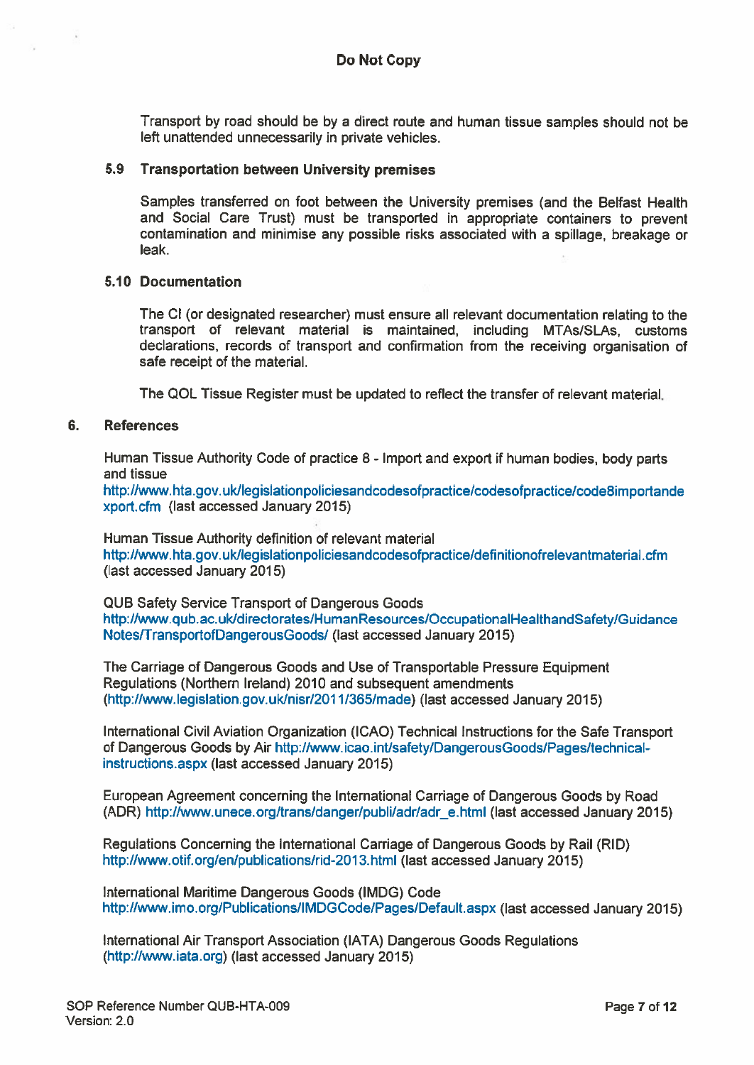Transport by road should be by a direct route and human tissue samples should not be left unattended unnecessarily in private vehicles.

### 5.9 Transportation between University premises

Samples transferred on foot between the University premises (and the Belfast Health and Social Care Trust) must be transported in appropriate containers to prevent contamination and minimise any possible risks associated with a spillage, breakage or leak.

### 5.10 Documentation

The CI (or designated researcher) must ensure all relevant documentation relating to the transport of relevant material is maintained, including MTAs/SLAs, customs declarations, records of transport and confirmation from the receiving organisation of safe receipt of the material.

The QOL Tissue Register must be updated to reflect the transfer of relevant material.

## 6. References

Human Tissue Authority Code of practice 8 - Import and export if human bodies, body parts and tissue
http://www.hta.gov.uk/legislationpoliciesandcodesofpractice/codesofpractice/code8importandexport.cfm (last accessed January 2015)

Human Tissue Authority definition of relevant material
http://www.hta.gov.uk/legislationpoliciesandcodesofpractice/definitionofrelevantmaterial.cfm (last accessed January 2015)

QUB Safety Service Transport of Dangerous Goods
http://www.qub.ac.uk/directorates/HumanResources/OccupationalHealthandSafety/GuidanceNotes/TransportofDangerousGoods/ (last accessed January 2015)

The Carriage of Dangerous Goods and Use of Transportable Pressure Equipment Regulations (Northern Ireland) 2010 and subsequent amendments (http://www.legislation.gov.uk/nisr/2011/365/made) (last accessed January 2015)

International Civil Aviation Organization (ICAO) Technical Instructions for the Safe Transport of Dangerous Goods by Air http://www.icao.int/safety/DangerousGoods/Pages/technical-instructions.aspx (last accessed January 2015)

European Agreement concerning the International Carriage of Dangerous Goods by Road (ADR) http://www.unece.org/trans/danger/publi/adr/adr_e.html (last accessed January 2015)

Regulations Concerning the International Carriage of Dangerous Goods by Rail (RID) http://www.otif.org/en/publications/rid-2013.html (last accessed January 2015)

International Maritime Dangerous Goods (IMDG) Code
http://www.imo.org/Publications/IMDGCode/Pages/Default.aspx (last accessed January 2015)

International Air Transport Association (IATA) Dangerous Goods Regulations (http://www.iata.org) (last accessed January 2015)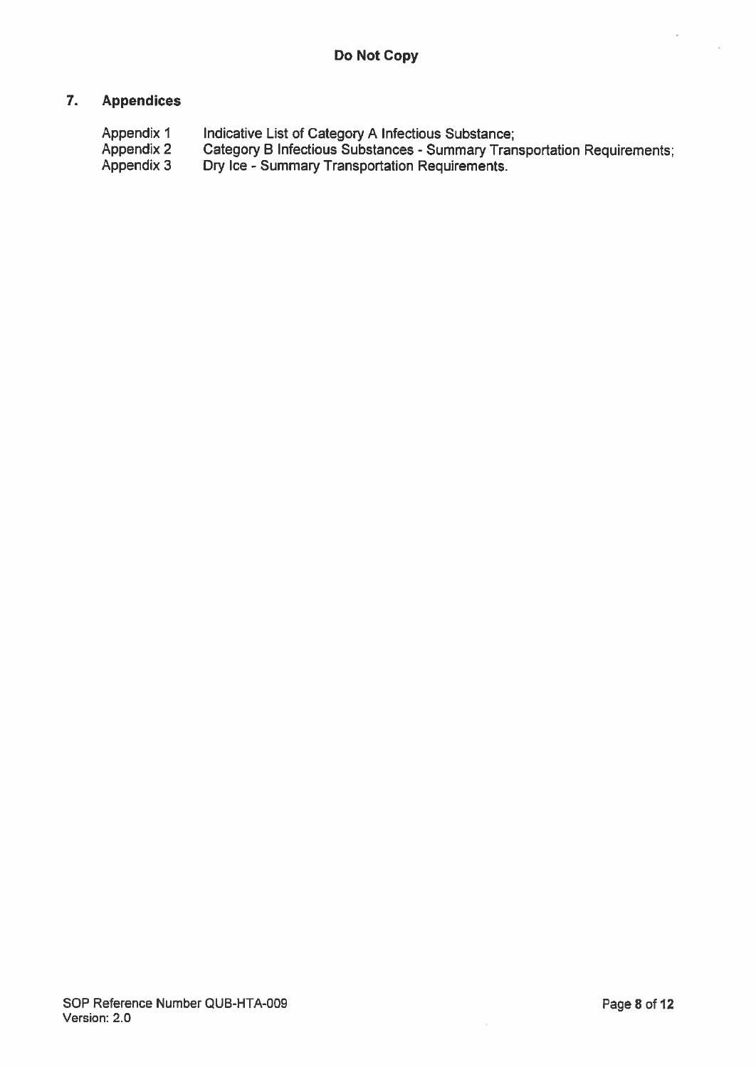## 7. Appendices

| | |
|---|---|
| Appendix 1 | Indicative List of Category A Infectious Substance; |
| Appendix 2 | Category B Infectious Substances - Summary Transportation Requirements; |
| Appendix 3 | Dry Ice - Summary Transportation Requirements. |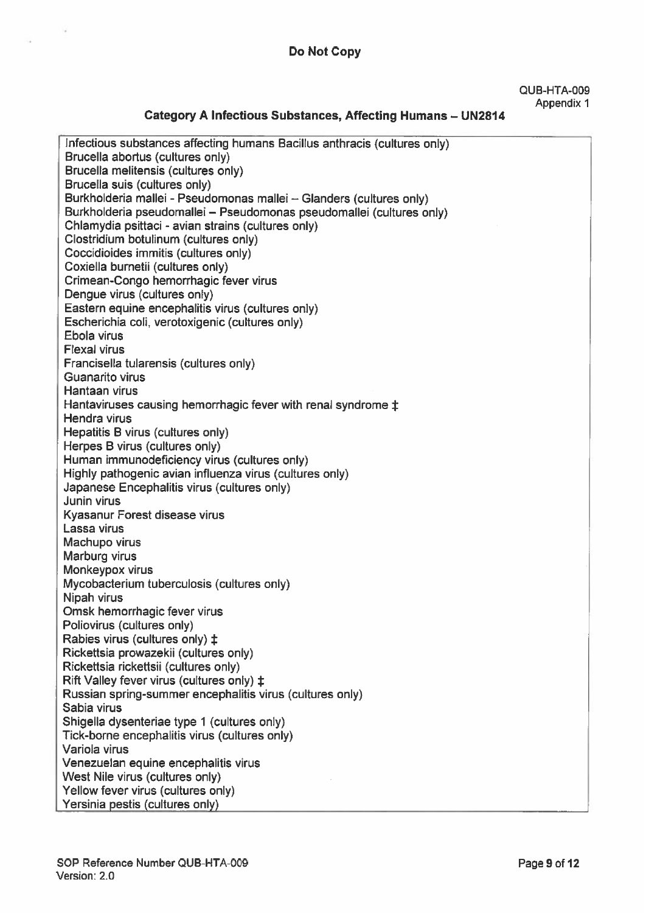**Do Not Copy**

QUB-HTA-009
Appendix 1

## Category A Infectious Substances, Affecting Humans – UN2814

| Infectious substances affecting humans Bacillus anthracis (cultures only) |
|---|
| Brucella abortus (cultures only) |
| Brucella melitensis (cultures only) |
| Brucella suis (cultures only) |
| Burkholderia mallei - Pseudomonas mallei – Glanders (cultures only) |
| Burkholderia pseudomallei – Pseudomonas pseudomallei (cultures only) |
| Chlamydia psittaci - avian strains (cultures only) |
| Clostridium botulinum (cultures only) |
| Coccidioides immitis (cultures only) |
| Coxiella burnetii (cultures only) |
| Crimean-Congo hemorrhagic fever virus |
| Dengue virus (cultures only) |
| Eastern equine encephalitis virus (cultures only) |
| Escherichia coli, verotoxigenic (cultures only) |
| Ebola virus |
| Flexal virus |
| Francisella tularensis (cultures only) |
| Guanarito virus |
| Hantaan virus |
| Hantaviruses causing hemorrhagic fever with renal syndrome ‡ |
| Hendra virus |
| Hepatitis B virus (cultures only) |
| Herpes B virus (cultures only) |
| Human immunodeficiency virus (cultures only) |
| Highly pathogenic avian influenza virus (cultures only) |
| Japanese Encephalitis virus (cultures only) |
| Junin virus |
| Kyasanur Forest disease virus |
| Lassa virus |
| Machupo virus |
| Marburg virus |
| Monkeypox virus |
| Mycobacterium tuberculosis (cultures only) |
| Nipah virus |
| Omsk hemorrhagic fever virus |
| Poliovirus (cultures only) |
| Rabies virus (cultures only) ‡ |
| Rickettsia prowazekii (cultures only) |
| Rickettsia rickettsii (cultures only) |
| Rift Valley fever virus (cultures only) ‡ |
| Russian spring-summer encephalitis virus (cultures only) |
| Sabia virus |
| Shigella dysenteriae type 1 (cultures only) |
| Tick-borne encephalitis virus (cultures only) |
| Variola virus |
| Venezuelan equine encephalitis virus |
| West Nile virus (cultures only) |
| Yellow fever virus (cultures only) |
| Yersinia pestis (cultures only) |

SOP Reference Number QUB-HTA-009
Version: 2.0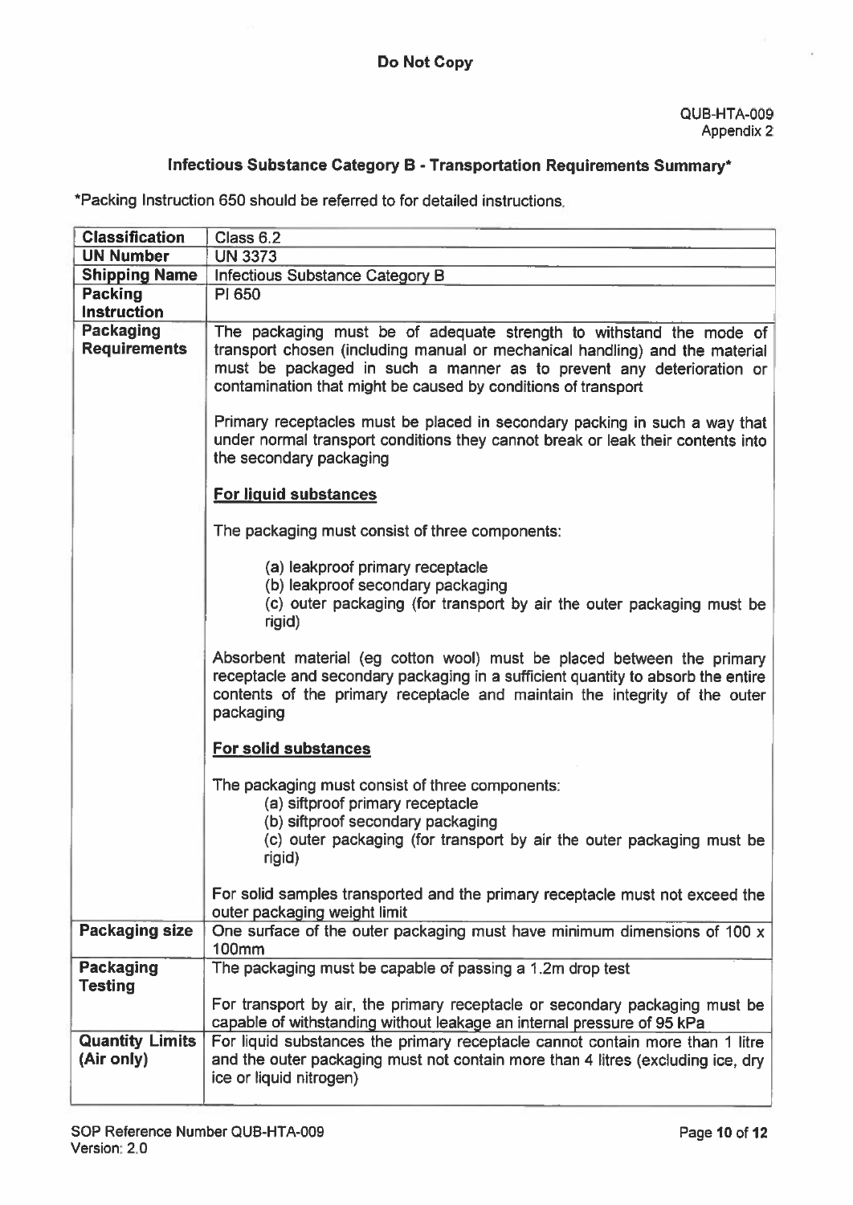**Do Not Copy**

QUB-HTA-009
Appendix 2

## Infectious Substance Category B - Transportation Requirements Summary*

*Packing Instruction 650 should be referred to for detailed instructions.

| Classification | Class 6.2 |
|---|---|
| **UN Number** | UN 3373 |
| **Shipping Name** | Infectious Substance Category B |
| **Packing Instruction** | PI 650 |
| **Packaging Requirements** | The packaging must be of adequate strength to withstand the mode of transport chosen (including manual or mechanical handling) and the material must be packaged in such a manner as to prevent any deterioration or contamination that might be caused by conditions of transport<br><br>Primary receptacles must be placed in secondary packing in such a way that under normal transport conditions they cannot break or leak their contents into the secondary packaging<br><br>**For liquid substances**<br><br>The packaging must consist of three components:<br><br>(a) leakproof primary receptacle<br>(b) leakproof secondary packaging<br>(c) outer packaging (for transport by air the outer packaging must be rigid)<br><br>Absorbent material (eg cotton wool) must be placed between the primary receptacle and secondary packaging in a sufficient quantity to absorb the entire contents of the primary receptacle and maintain the integrity of the outer packaging<br><br>**For solid substances**<br><br>The packaging must consist of three components:<br>(a) siftproof primary receptacle<br>(b) siftproof secondary packaging<br>(c) outer packaging (for transport by air the outer packaging must be rigid)<br><br>For solid samples transported and the primary receptacle must not exceed the outer packaging weight limit |
| **Packaging size** | One surface of the outer packaging must have minimum dimensions of 100 x 100mm |
| **Packaging Testing** | The packaging must be capable of passing a 1.2m drop test<br><br>For transport by air, the primary receptacle or secondary packaging must be capable of withstanding without leakage an internal pressure of 95 kPa |
| **Quantity Limits (Air only)** | For liquid substances the primary receptacle cannot contain more than 1 litre and the outer packaging must not contain more than 4 litres (excluding ice, dry ice or liquid nitrogen) |

SOP Reference Number QUB-HTA-009
Version: 2.0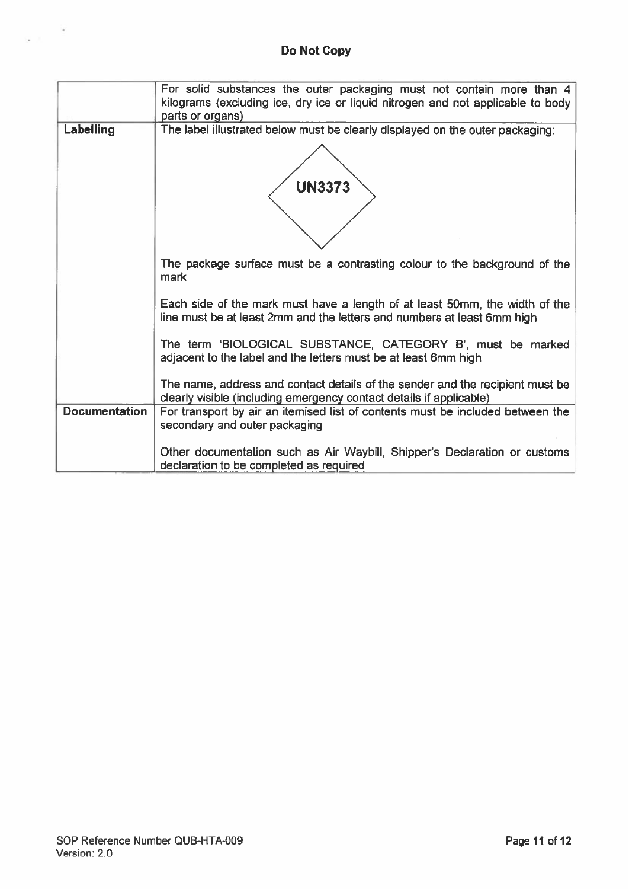**Do Not Copy**

| | |
|---|---|
| | For solid substances the outer packaging must not contain more than 4 kilograms (excluding ice, dry ice or liquid nitrogen and not applicable to body parts or organs) |
| **Labelling** | The label illustrated below must be clearly displayed on the outer packaging:<br><br>**UN3373**<br><br>The package surface must be a contrasting colour to the background of the mark<br><br>Each side of the mark must have a length of at least 50mm, the width of the line must be at least 2mm and the letters and numbers at least 6mm high<br><br>The term 'BIOLOGICAL SUBSTANCE, CATEGORY B', must be marked adjacent to the label and the letters must be at least 6mm high<br><br>The name, address and contact details of the sender and the recipient must be clearly visible (including emergency contact details if applicable) |
| **Documentation** | For transport by air an itemised list of contents must be included between the secondary and outer packaging<br><br>Other documentation such as Air Waybill, Shipper's Declaration or customs declaration to be completed as required |

SOP Reference Number QUB-HTA-009
Version: 2.0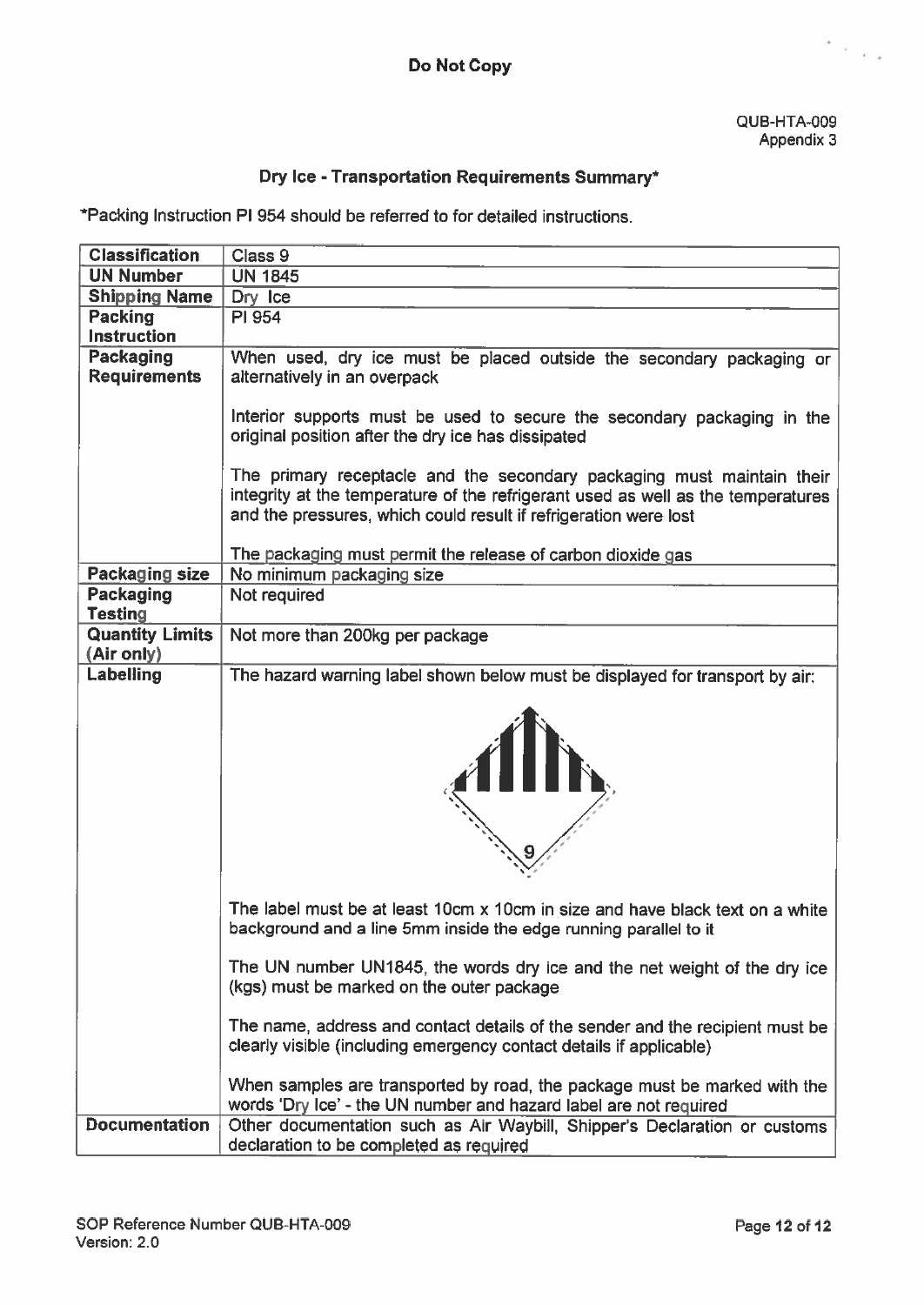**Do Not Copy**

QUB-HTA-009
Appendix 3

## Dry Ice - Transportation Requirements Summary*

*Packing Instruction PI 954 should be referred to for detailed instructions.

| | |
|---|---|
| **Classification** | Class 9 |
| **UN Number** | UN 1845 |
| **Shipping Name** | Dry Ice |
| **Packing Instruction** | PI 954 |
| **Packaging Requirements** | When used, dry ice must be placed outside the secondary packaging or alternatively in an overpack<br><br>Interior supports must be used to secure the secondary packaging in the original position after the dry ice has dissipated<br><br>The primary receptacle and the secondary packaging must maintain their integrity at the temperature of the refrigerant used as well as the temperatures and the pressures, which could result if refrigeration were lost<br><br>The packaging must permit the release of carbon dioxide gas |
| **Packaging size** | No minimum packaging size |
| **Packaging Testing** | Not required |
| **Quantity Limits (Air only)** | Not more than 200kg per package |
| **Labelling** | The hazard warning label shown below must be displayed for transport by air:<br><br>9<br><br>The label must be at least 10cm x 10cm in size and have black text on a white background and a line 5mm inside the edge running parallel to it<br><br>The UN number UN1845, the words dry ice and the net weight of the dry ice (kgs) must be marked on the outer package<br><br>The name, address and contact details of the sender and the recipient must be clearly visible (including emergency contact details if applicable)<br><br>When samples are transported by road, the package must be marked with the words 'Dry Ice' - the UN number and hazard label are not required |
| **Documentation** | Other documentation such as Air Waybill, Shipper's Declaration or customs declaration to be completed as required |

SOP Reference Number QUB-HTA-009
Version: 2.0